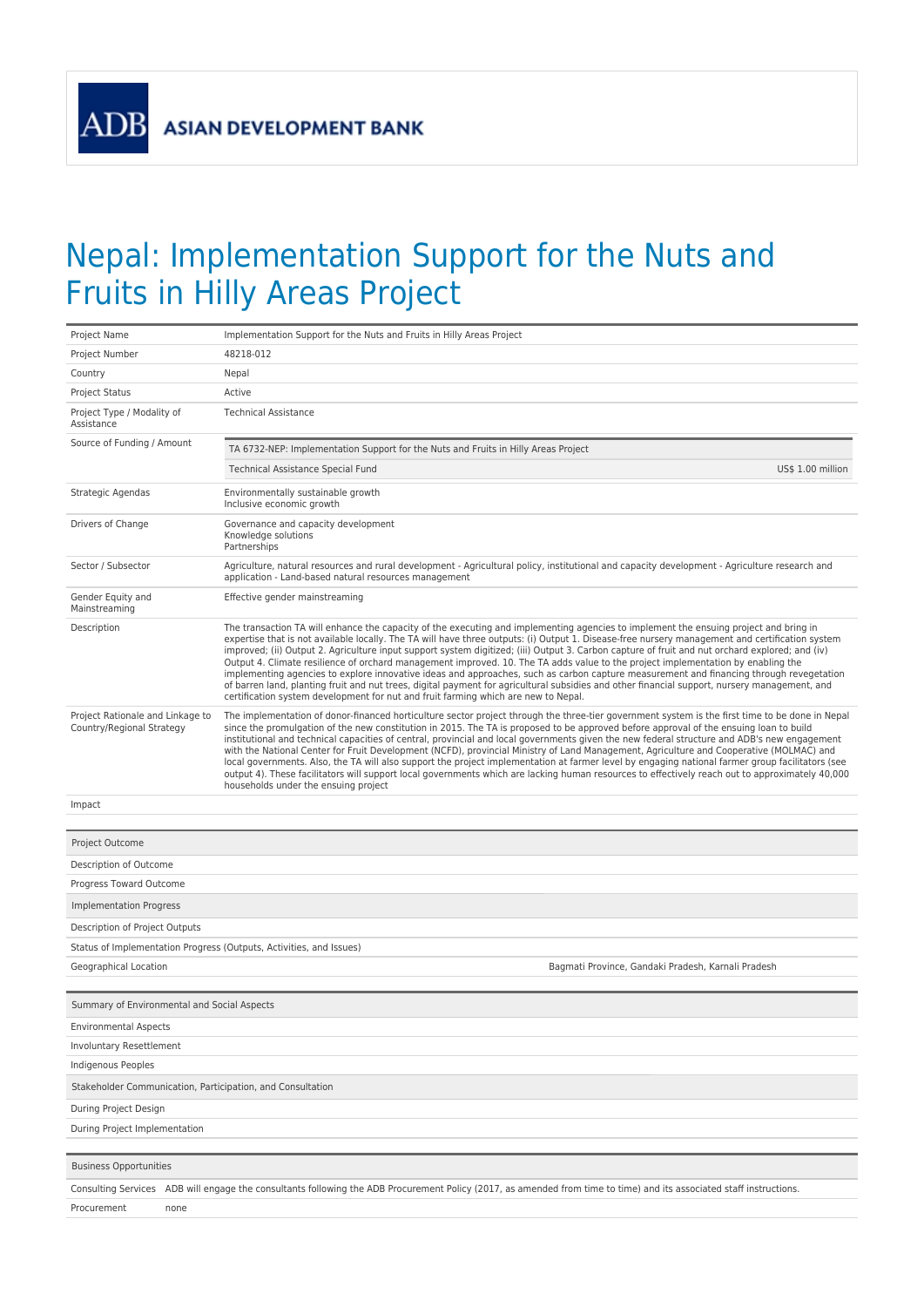ADB ASIAN DEVELOPMENT BANK

# Nepal: Implementation Support for the Nuts and Fruits in Hilly Areas Project

| | |
|---|---|
| Project Name | Implementation Support for the Nuts and Fruits in Hilly Areas Project |
| Project Number | 48218-012 |
| Country | Nepal |
| Project Status | Active |
| Project Type / Modality of Assistance | Technical Assistance |
| Source of Funding / Amount | TA 6732-NEP: Implementation Support for the Nuts and Fruits in Hilly Areas Project<br>Technical Assistance Special Fund — US$ 1.00 million |
| Strategic Agendas | Environmentally sustainable growth<br>Inclusive economic growth |
| Drivers of Change | Governance and capacity development<br>Knowledge solutions<br>Partnerships |
| Sector / Subsector | Agriculture, natural resources and rural development - Agricultural policy, institutional and capacity development - Agriculture research and application - Land-based natural resources management |
| Gender Equity and Mainstreaming | Effective gender mainstreaming |
| Description | The transaction TA will enhance the capacity of the executing and implementing agencies to implement the ensuing project and bring in expertise that is not available locally. The TA will have three outputs: (i) Output 1. Disease-free nursery management and certification system improved; (ii) Output 2. Agriculture input support system digitized; (iii) Output 3. Carbon capture of fruit and nut orchard explored; and (iv) Output 4. Climate resilience of orchard management improved. 10. The TA adds value to the project implementation by enabling the implementing agencies to explore innovative ideas and approaches, such as carbon capture measurement and financing through revegetation of barren land, planting fruit and nut trees, digital payment for agricultural subsidies and other financial support, nursery management, and certification system development for nut and fruit farming which are new to Nepal. |
| Project Rationale and Linkage to Country/Regional Strategy | The implementation of donor-financed horticulture sector project through the three-tier government system is the first time to be done in Nepal since the promulgation of the new constitution in 2015. The TA is proposed to be approved before approval of the ensuing loan to build institutional and technical capacities of central, provincial and local governments given the new federal structure and ADB's new engagement with the National Center for Fruit Development (NCFD), provincial Ministry of Land Management, Agriculture and Cooperative (MOLMAC) and local governments. Also, the TA will also support the project implementation at farmer level by engaging national farmer group facilitators (see output 4). These facilitators will support local governments which are lacking human resources to effectively reach out to approximately 40,000 households under the ensuing project |
| Impact | |

| | |
|---|---|
| **Project Outcome** | |
| Description of Outcome | |
| Progress Toward Outcome | |
| **Implementation Progress** | |
| Description of Project Outputs | |
| Status of Implementation Progress (Outputs, Activities, and Issues) | |
| Geographical Location | Bagmati Province, Gandaki Pradesh, Karnali Pradesh |

| | |
|---|---|
| **Summary of Environmental and Social Aspects** | |
| Environmental Aspects | |
| Involuntary Resettlement | |
| Indigenous Peoples | |
| **Stakeholder Communication, Participation, and Consultation** | |
| During Project Design | |
| During Project Implementation | |

| | |
|---|---|
| **Business Opportunities** | |
| Consulting Services | ADB will engage the consultants following the ADB Procurement Policy (2017, as amended from time to time) and its associated staff instructions. |
| Procurement | none |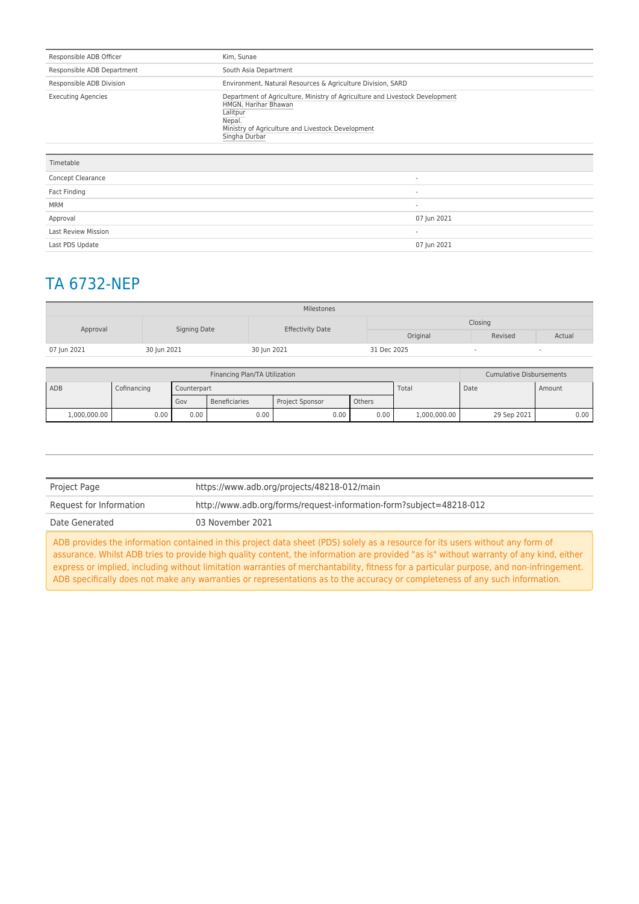| | |
|---|---|
| Responsible ADB Officer | Kim, Sunae |
| Responsible ADB Department | South Asia Department |
| Responsible ADB Division | Environment, Natural Resources & Agriculture Division, SARD |
| Executing Agencies | Department of Agriculture, Ministry of Agriculture and Livestock Development<br>HMGN, Harihar Bhawan<br>Lalitpur<br>Nepal.<br>Ministry of Agriculture and Livestock Development<br>Singha Durbar |

| Timetable | |
|---|---|
| Concept Clearance | - |
| Fact Finding | - |
| MRM | - |
| Approval | 07 Jun 2021 |
| Last Review Mission | - |
| Last PDS Update | 07 Jun 2021 |

# TA 6732-NEP

| Milestones | | | | | |
|---|---|---|---|---|---|
| Approval | Signing Date | Effectivity Date | Closing | | |
| | | | Original | Revised | Actual |
| 07 Jun 2021 | 30 Jun 2021 | 30 Jun 2021 | 31 Dec 2025 | - | - |

| Financing Plan/TA Utilization | | | | | | | Cumulative Disbursements | |
|---|---|---|---|---|---|---|---|---|
| ADB | Cofinancing | Counterpart | | | | Total | Date | Amount |
| | | Gov | Beneficiaries | Project Sponsor | Others | | | |
| 1,000,000.00 | 0.00 | 0.00 | 0.00 | 0.00 | 0.00 | 1,000,000.00 | 29 Sep 2021 | 0.00 |

| | |
|---|---|
| Project Page | https://www.adb.org/projects/48218-012/main |
| Request for Information | http://www.adb.org/forms/request-information-form?subject=48218-012 |
| Date Generated | 03 November 2021 |

ADB provides the information contained in this project data sheet (PDS) solely as a resource for its users without any form of assurance. Whilst ADB tries to provide high quality content, the information are provided "as is" without warranty of any kind, either express or implied, including without limitation warranties of merchantability, fitness for a particular purpose, and non-infringement. ADB specifically does not make any warranties or representations as to the accuracy or completeness of any such information.